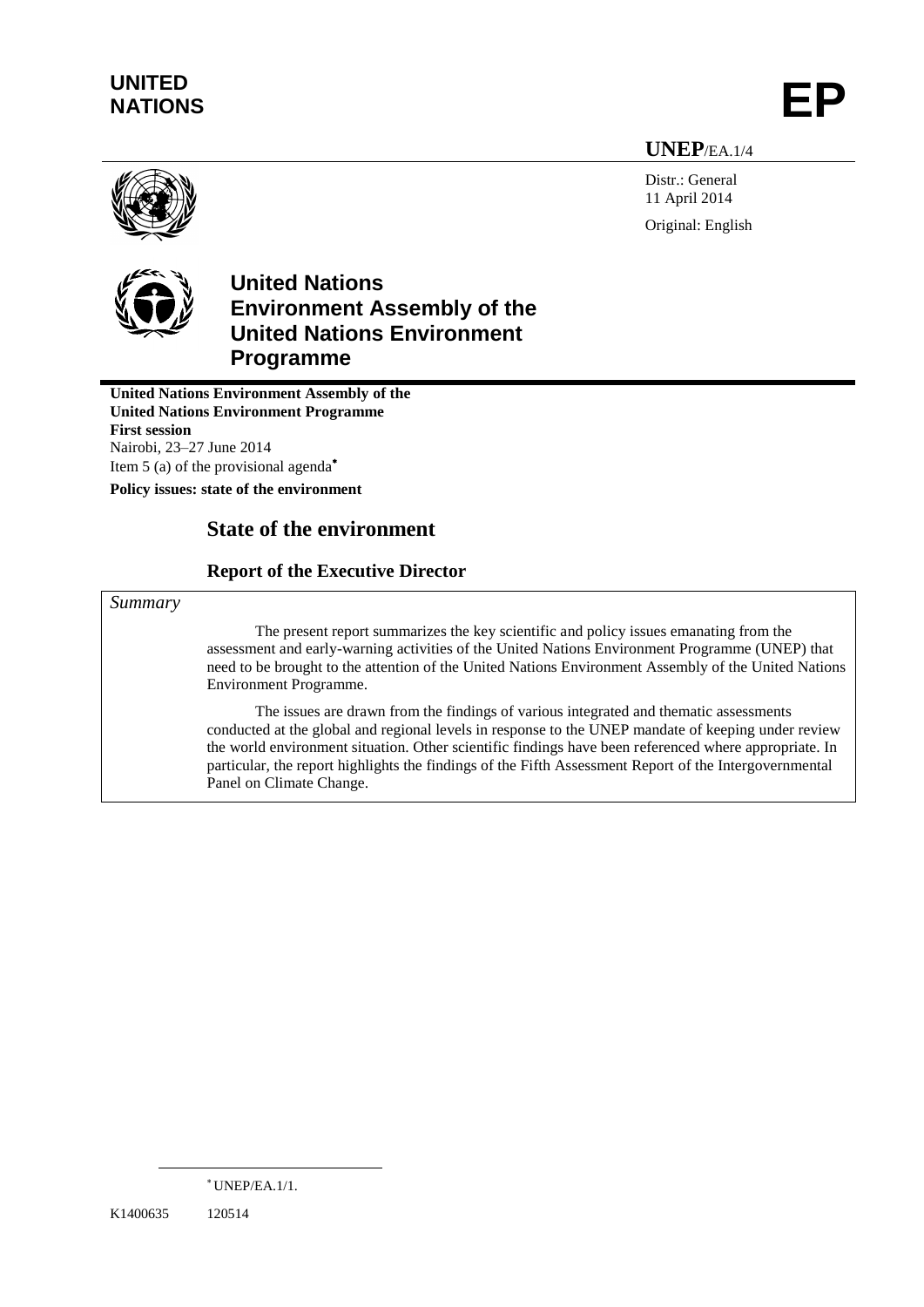UNITED NATIONS

EP

UNEP/EA.1/4

Distr.: General
11 April 2014

Original: English

# United Nations Environment Assembly of the United Nations Environment Programme

**United Nations Environment Assembly of the United Nations Environment Programme**
**First session**
Nairobi, 23–27 June 2014
Item 5 (a) of the provisional agenda*

**Policy issues: state of the environment**

## State of the environment

### Report of the Executive Director

*Summary*

The present report summarizes the key scientific and policy issues emanating from the assessment and early-warning activities of the United Nations Environment Programme (UNEP) that need to be brought to the attention of the United Nations Environment Assembly of the United Nations Environment Programme.

The issues are drawn from the findings of various integrated and thematic assessments conducted at the global and regional levels in response to the UNEP mandate of keeping under review the world environment situation. Other scientific findings have been referenced where appropriate. In particular, the report highlights the findings of the Fifth Assessment Report of the Intergovernmental Panel on Climate Change.

* UNEP/EA.1/1.

K1400635 120514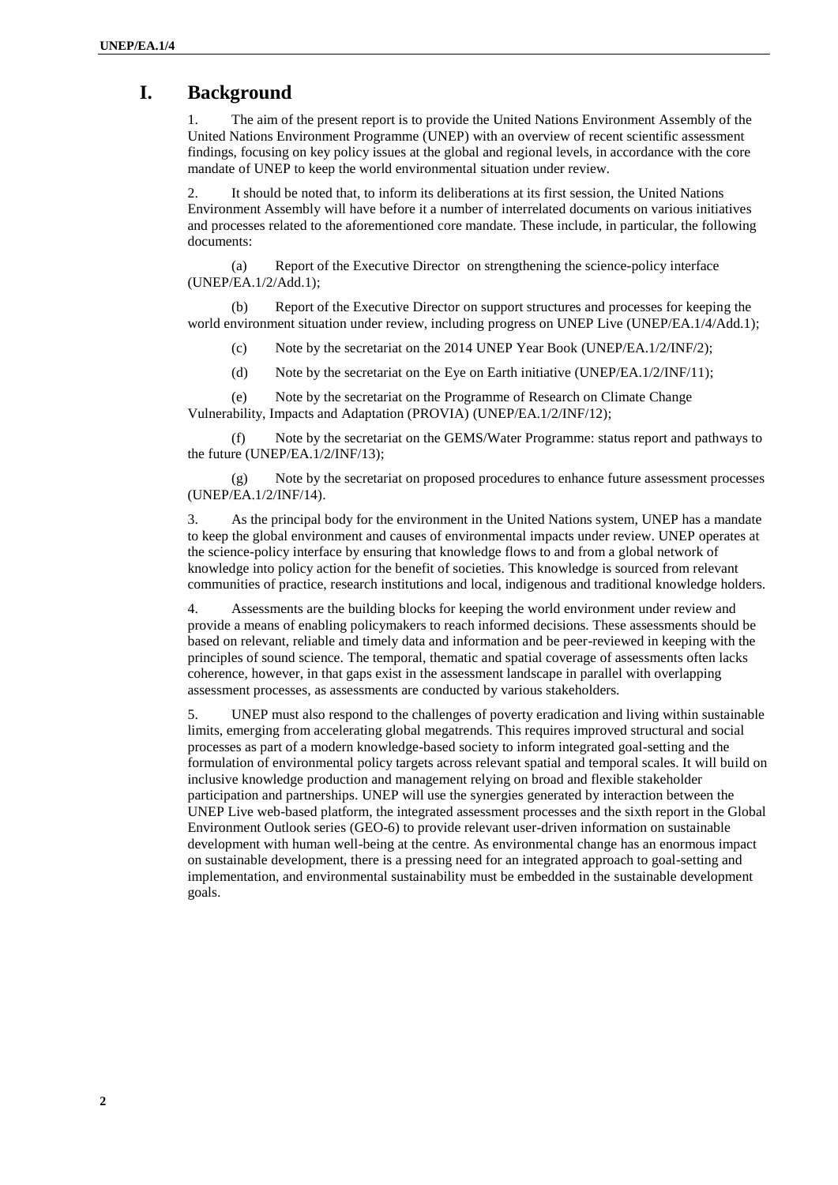# I. Background

1. The aim of the present report is to provide the United Nations Environment Assembly of the United Nations Environment Programme (UNEP) with an overview of recent scientific assessment findings, focusing on key policy issues at the global and regional levels, in accordance with the core mandate of UNEP to keep the world environmental situation under review.

2. It should be noted that, to inform its deliberations at its first session, the United Nations Environment Assembly will have before it a number of interrelated documents on various initiatives and processes related to the aforementioned core mandate. These include, in particular, the following documents:

(a) Report of the Executive Director on strengthening the science-policy interface (UNEP/EA.1/2/Add.1);

(b) Report of the Executive Director on support structures and processes for keeping the world environment situation under review, including progress on UNEP Live (UNEP/EA.1/4/Add.1);

(c) Note by the secretariat on the 2014 UNEP Year Book (UNEP/EA.1/2/INF/2);

(d) Note by the secretariat on the Eye on Earth initiative (UNEP/EA.1/2/INF/11);

(e) Note by the secretariat on the Programme of Research on Climate Change Vulnerability, Impacts and Adaptation (PROVIA) (UNEP/EA.1/2/INF/12);

(f) Note by the secretariat on the GEMS/Water Programme: status report and pathways to the future (UNEP/EA.1/2/INF/13);

(g) Note by the secretariat on proposed procedures to enhance future assessment processes (UNEP/EA.1/2/INF/14).

3. As the principal body for the environment in the United Nations system, UNEP has a mandate to keep the global environment and causes of environmental impacts under review. UNEP operates at the science-policy interface by ensuring that knowledge flows to and from a global network of knowledge into policy action for the benefit of societies. This knowledge is sourced from relevant communities of practice, research institutions and local, indigenous and traditional knowledge holders.

4. Assessments are the building blocks for keeping the world environment under review and provide a means of enabling policymakers to reach informed decisions. These assessments should be based on relevant, reliable and timely data and information and be peer-reviewed in keeping with the principles of sound science. The temporal, thematic and spatial coverage of assessments often lacks coherence, however, in that gaps exist in the assessment landscape in parallel with overlapping assessment processes, as assessments are conducted by various stakeholders.

5. UNEP must also respond to the challenges of poverty eradication and living within sustainable limits, emerging from accelerating global megatrends. This requires improved structural and social processes as part of a modern knowledge-based society to inform integrated goal-setting and the formulation of environmental policy targets across relevant spatial and temporal scales. It will build on inclusive knowledge production and management relying on broad and flexible stakeholder participation and partnerships. UNEP will use the synergies generated by interaction between the UNEP Live web-based platform, the integrated assessment processes and the sixth report in the Global Environment Outlook series (GEO-6) to provide relevant user-driven information on sustainable development with human well-being at the centre. As environmental change has an enormous impact on sustainable development, there is a pressing need for an integrated approach to goal-setting and implementation, and environmental sustainability must be embedded in the sustainable development goals.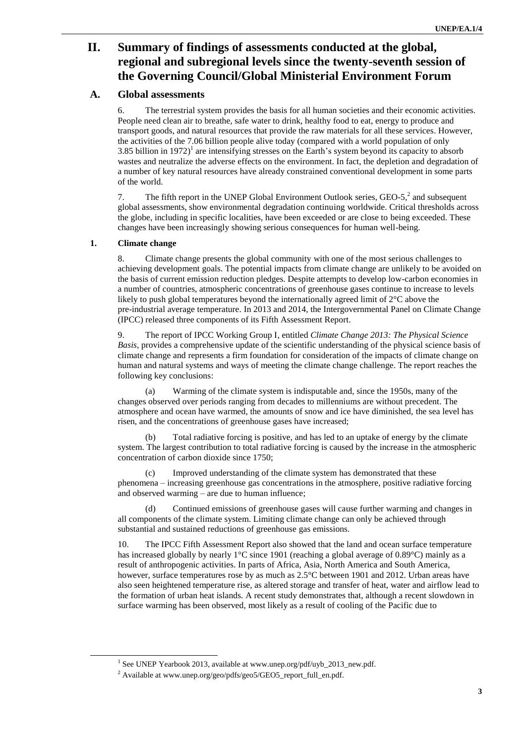# II. Summary of findings of assessments conducted at the global, regional and subregional levels since the twenty-seventh session of the Governing Council/Global Ministerial Environment Forum

## A. Global assessments

6. The terrestrial system provides the basis for all human societies and their economic activities. People need clean air to breathe, safe water to drink, healthy food to eat, energy to produce and transport goods, and natural resources that provide the raw materials for all these services. However, the activities of the 7.06 billion people alive today (compared with a world population of only 3.85 billion in 1972)[1] are intensifying stresses on the Earth's system beyond its capacity to absorb wastes and neutralize the adverse effects on the environment. In fact, the depletion and degradation of a number of key natural resources have already constrained conventional development in some parts of the world.

7. The fifth report in the UNEP Global Environment Outlook series, GEO-5,[2] and subsequent global assessments, show environmental degradation continuing worldwide. Critical thresholds across the globe, including in specific localities, have been exceeded or are close to being exceeded. These changes have been increasingly showing serious consequences for human well-being.

### 1. Climate change

8. Climate change presents the global community with one of the most serious challenges to achieving development goals. The potential impacts from climate change are unlikely to be avoided on the basis of current emission reduction pledges. Despite attempts to develop low-carbon economies in a number of countries, atmospheric concentrations of greenhouse gases continue to increase to levels likely to push global temperatures beyond the internationally agreed limit of 2°C above the pre-industrial average temperature. In 2013 and 2014, the Intergovernmental Panel on Climate Change (IPCC) released three components of its Fifth Assessment Report.

9. The report of IPCC Working Group I, entitled *Climate Change 2013: The Physical Science Basis*, provides a comprehensive update of the scientific understanding of the physical science basis of climate change and represents a firm foundation for consideration of the impacts of climate change on human and natural systems and ways of meeting the climate change challenge. The report reaches the following key conclusions:

(a) Warming of the climate system is indisputable and, since the 1950s, many of the changes observed over periods ranging from decades to millenniums are without precedent. The atmosphere and ocean have warmed, the amounts of snow and ice have diminished, the sea level has risen, and the concentrations of greenhouse gases have increased;

(b) Total radiative forcing is positive, and has led to an uptake of energy by the climate system. The largest contribution to total radiative forcing is caused by the increase in the atmospheric concentration of carbon dioxide since 1750;

(c) Improved understanding of the climate system has demonstrated that these phenomena – increasing greenhouse gas concentrations in the atmosphere, positive radiative forcing and observed warming – are due to human influence;

(d) Continued emissions of greenhouse gases will cause further warming and changes in all components of the climate system. Limiting climate change can only be achieved through substantial and sustained reductions of greenhouse gas emissions.

10. The IPCC Fifth Assessment Report also showed that the land and ocean surface temperature has increased globally by nearly 1°C since 1901 (reaching a global average of 0.89°C) mainly as a result of anthropogenic activities. In parts of Africa, Asia, North America and South America, however, surface temperatures rose by as much as 2.5°C between 1901 and 2012. Urban areas have also seen heightened temperature rise, as altered storage and transfer of heat, water and airflow lead to the formation of urban heat islands. A recent study demonstrates that, although a recent slowdown in surface warming has been observed, most likely as a result of cooling of the Pacific due to

---

[1] See UNEP Yearbook 2013, available at www.unep.org/pdf/uyb_2013_new.pdf.

[2] Available at www.unep.org/geo/pdfs/geo5/GEO5_report_full_en.pdf.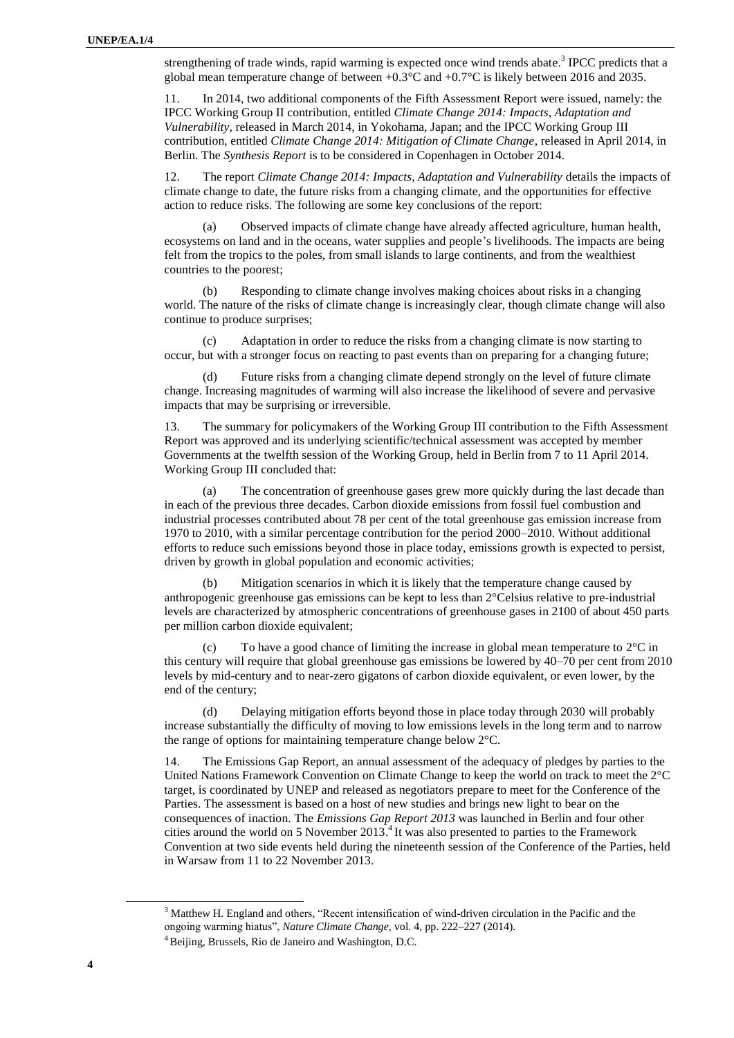strengthening of trade winds, rapid warming is expected once wind trends abate.[3] IPCC predicts that a global mean temperature change of between +0.3°C and +0.7°C is likely between 2016 and 2035.

11. In 2014, two additional components of the Fifth Assessment Report were issued, namely: the IPCC Working Group II contribution, entitled *Climate Change 2014: Impacts, Adaptation and Vulnerability*, released in March 2014, in Yokohama, Japan; and the IPCC Working Group III contribution, entitled *Climate Change 2014: Mitigation of Climate Change*, released in April 2014, in Berlin. The *Synthesis Report* is to be considered in Copenhagen in October 2014.

12. The report *Climate Change 2014: Impacts, Adaptation and Vulnerability* details the impacts of climate change to date, the future risks from a changing climate, and the opportunities for effective action to reduce risks. The following are some key conclusions of the report:

(a) Observed impacts of climate change have already affected agriculture, human health, ecosystems on land and in the oceans, water supplies and people's livelihoods. The impacts are being felt from the tropics to the poles, from small islands to large continents, and from the wealthiest countries to the poorest;

(b) Responding to climate change involves making choices about risks in a changing world. The nature of the risks of climate change is increasingly clear, though climate change will also continue to produce surprises;

(c) Adaptation in order to reduce the risks from a changing climate is now starting to occur, but with a stronger focus on reacting to past events than on preparing for a changing future;

(d) Future risks from a changing climate depend strongly on the level of future climate change. Increasing magnitudes of warming will also increase the likelihood of severe and pervasive impacts that may be surprising or irreversible.

13. The summary for policymakers of the Working Group III contribution to the Fifth Assessment Report was approved and its underlying scientific/technical assessment was accepted by member Governments at the twelfth session of the Working Group, held in Berlin from 7 to 11 April 2014. Working Group III concluded that:

(a) The concentration of greenhouse gases grew more quickly during the last decade than in each of the previous three decades. Carbon dioxide emissions from fossil fuel combustion and industrial processes contributed about 78 per cent of the total greenhouse gas emission increase from 1970 to 2010, with a similar percentage contribution for the period 2000–2010. Without additional efforts to reduce such emissions beyond those in place today, emissions growth is expected to persist, driven by growth in global population and economic activities;

(b) Mitigation scenarios in which it is likely that the temperature change caused by anthropogenic greenhouse gas emissions can be kept to less than 2°Celsius relative to pre-industrial levels are characterized by atmospheric concentrations of greenhouse gases in 2100 of about 450 parts per million carbon dioxide equivalent;

(c) To have a good chance of limiting the increase in global mean temperature to 2°C in this century will require that global greenhouse gas emissions be lowered by 40–70 per cent from 2010 levels by mid-century and to near-zero gigatons of carbon dioxide equivalent, or even lower, by the end of the century;

(d) Delaying mitigation efforts beyond those in place today through 2030 will probably increase substantially the difficulty of moving to low emissions levels in the long term and to narrow the range of options for maintaining temperature change below 2°C.

14. The Emissions Gap Report, an annual assessment of the adequacy of pledges by parties to the United Nations Framework Convention on Climate Change to keep the world on track to meet the 2°C target, is coordinated by UNEP and released as negotiators prepare to meet for the Conference of the Parties. The assessment is based on a host of new studies and brings new light to bear on the consequences of inaction. The *Emissions Gap Report 2013* was launched in Berlin and four other cities around the world on 5 November 2013.[4] It was also presented to parties to the Framework Convention at two side events held during the nineteenth session of the Conference of the Parties, held in Warsaw from 11 to 22 November 2013.

---

[3] Matthew H. England and others, "Recent intensification of wind-driven circulation in the Pacific and the ongoing warming hiatus", *Nature Climate Change*, vol. 4, pp. 222–227 (2014).

[4] Beijing, Brussels, Rio de Janeiro and Washington, D.C.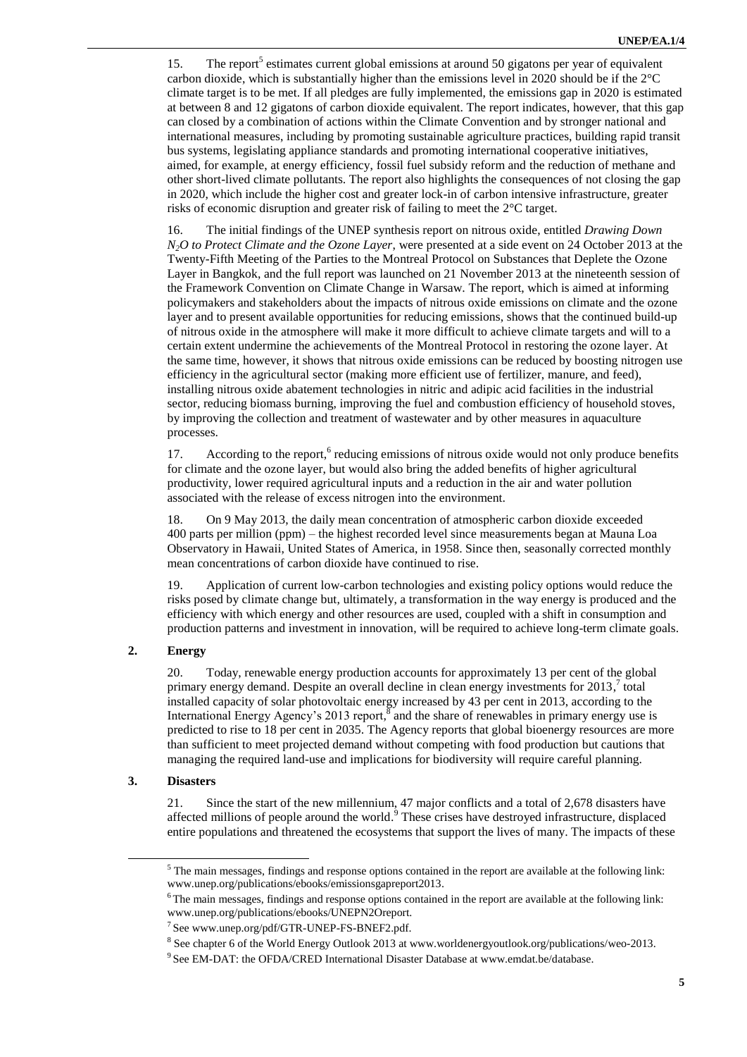15. The report[5] estimates current global emissions at around 50 gigatons per year of equivalent carbon dioxide, which is substantially higher than the emissions level in 2020 should be if the 2°C climate target is to be met. If all pledges are fully implemented, the emissions gap in 2020 is estimated at between 8 and 12 gigatons of carbon dioxide equivalent. The report indicates, however, that this gap can closed by a combination of actions within the Climate Convention and by stronger national and international measures, including by promoting sustainable agriculture practices, building rapid transit bus systems, legislating appliance standards and promoting international cooperative initiatives, aimed, for example, at energy efficiency, fossil fuel subsidy reform and the reduction of methane and other short-lived climate pollutants. The report also highlights the consequences of not closing the gap in 2020, which include the higher cost and greater lock-in of carbon intensive infrastructure, greater risks of economic disruption and greater risk of failing to meet the 2°C target.

16. The initial findings of the UNEP synthesis report on nitrous oxide, entitled *Drawing Down $N_2O$ to Protect Climate and the Ozone Layer*, were presented at a side event on 24 October 2013 at the Twenty-Fifth Meeting of the Parties to the Montreal Protocol on Substances that Deplete the Ozone Layer in Bangkok, and the full report was launched on 21 November 2013 at the nineteenth session of the Framework Convention on Climate Change in Warsaw. The report, which is aimed at informing policymakers and stakeholders about the impacts of nitrous oxide emissions on climate and the ozone layer and to present available opportunities for reducing emissions, shows that the continued build-up of nitrous oxide in the atmosphere will make it more difficult to achieve climate targets and will to a certain extent undermine the achievements of the Montreal Protocol in restoring the ozone layer. At the same time, however, it shows that nitrous oxide emissions can be reduced by boosting nitrogen use efficiency in the agricultural sector (making more efficient use of fertilizer, manure, and feed), installing nitrous oxide abatement technologies in nitric and adipic acid facilities in the industrial sector, reducing biomass burning, improving the fuel and combustion efficiency of household stoves, by improving the collection and treatment of wastewater and by other measures in aquaculture processes.

17. According to the report,[6] reducing emissions of nitrous oxide would not only produce benefits for climate and the ozone layer, but would also bring the added benefits of higher agricultural productivity, lower required agricultural inputs and a reduction in the air and water pollution associated with the release of excess nitrogen into the environment.

18. On 9 May 2013, the daily mean concentration of atmospheric carbon dioxide exceeded 400 parts per million (ppm) – the highest recorded level since measurements began at Mauna Loa Observatory in Hawaii, United States of America, in 1958. Since then, seasonally corrected monthly mean concentrations of carbon dioxide have continued to rise.

19. Application of current low-carbon technologies and existing policy options would reduce the risks posed by climate change but, ultimately, a transformation in the way energy is produced and the efficiency with which energy and other resources are used, coupled with a shift in consumption and production patterns and investment in innovation, will be required to achieve long-term climate goals.

### 2. Energy

20. Today, renewable energy production accounts for approximately 13 per cent of the global primary energy demand. Despite an overall decline in clean energy investments for 2013,[7] total installed capacity of solar photovoltaic energy increased by 43 per cent in 2013, according to the International Energy Agency's 2013 report,[8] and the share of renewables in primary energy use is predicted to rise to 18 per cent in 2035. The Agency reports that global bioenergy resources are more than sufficient to meet projected demand without competing with food production but cautions that managing the required land-use and implications for biodiversity will require careful planning.

### 3. Disasters

21. Since the start of the new millennium, 47 major conflicts and a total of 2,678 disasters have affected millions of people around the world.[9] These crises have destroyed infrastructure, displaced entire populations and threatened the ecosystems that support the lives of many. The impacts of these

---

[5] The main messages, findings and response options contained in the report are available at the following link: www.unep.org/publications/ebooks/emissionsgapreport2013.

[6] The main messages, findings and response options contained in the report are available at the following link: www.unep.org/publications/ebooks/UNEPN2Oreport.

[7] See www.unep.org/pdf/GTR-UNEP-FS-BNEF2.pdf.

[8] See chapter 6 of the World Energy Outlook 2013 at www.worldenergyoutlook.org/publications/weo-2013.

[9] See EM-DAT: the OFDA/CRED International Disaster Database at www.emdat.be/database.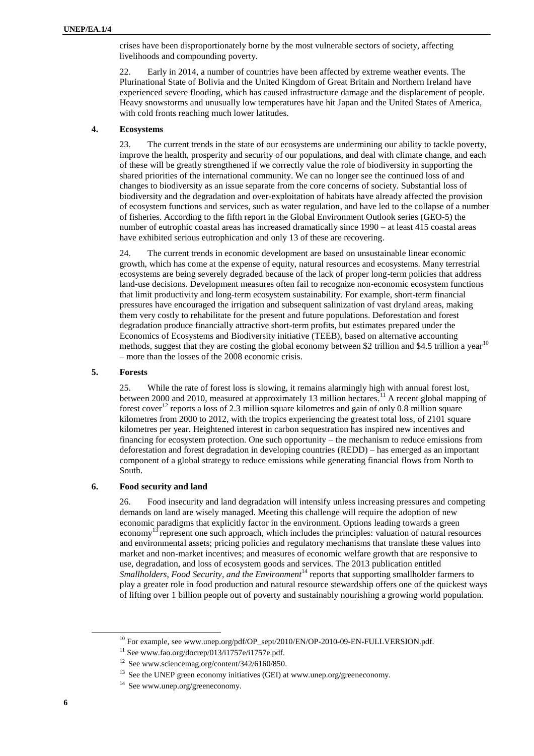crises have been disproportionately borne by the most vulnerable sectors of society, affecting livelihoods and compounding poverty.

22. Early in 2014, a number of countries have been affected by extreme weather events. The Plurinational State of Bolivia and the United Kingdom of Great Britain and Northern Ireland have experienced severe flooding, which has caused infrastructure damage and the displacement of people. Heavy snowstorms and unusually low temperatures have hit Japan and the United States of America, with cold fronts reaching much lower latitudes.

### 4. Ecosystems

23. The current trends in the state of our ecosystems are undermining our ability to tackle poverty, improve the health, prosperity and security of our populations, and deal with climate change, and each of these will be greatly strengthened if we correctly value the role of biodiversity in supporting the shared priorities of the international community. We can no longer see the continued loss of and changes to biodiversity as an issue separate from the core concerns of society. Substantial loss of biodiversity and the degradation and over-exploitation of habitats have already affected the provision of ecosystem functions and services, such as water regulation, and have led to the collapse of a number of fisheries. According to the fifth report in the Global Environment Outlook series (GEO-5) the number of eutrophic coastal areas has increased dramatically since 1990 – at least 415 coastal areas have exhibited serious eutrophication and only 13 of these are recovering.

24. The current trends in economic development are based on unsustainable linear economic growth, which has come at the expense of equity, natural resources and ecosystems. Many terrestrial ecosystems are being severely degraded because of the lack of proper long-term policies that address land-use decisions. Development measures often fail to recognize non-economic ecosystem functions that limit productivity and long-term ecosystem sustainability. For example, short-term financial pressures have encouraged the irrigation and subsequent salinization of vast dryland areas, making them very costly to rehabilitate for the present and future populations. Deforestation and forest degradation produce financially attractive short-term profits, but estimates prepared under the Economics of Ecosystems and Biodiversity initiative (TEEB), based on alternative accounting methods, suggest that they are costing the global economy between $2 trillion and $4.5 trillion a year[10] – more than the losses of the 2008 economic crisis.

### 5. Forests

25. While the rate of forest loss is slowing, it remains alarmingly high with annual forest lost, between 2000 and 2010, measured at approximately 13 million hectares.[11] A recent global mapping of forest cover[12] reports a loss of 2.3 million square kilometres and gain of only 0.8 million square kilometres from 2000 to 2012, with the tropics experiencing the greatest total loss, of 2101 square kilometres per year. Heightened interest in carbon sequestration has inspired new incentives and financing for ecosystem protection. One such opportunity – the mechanism to reduce emissions from deforestation and forest degradation in developing countries (REDD) – has emerged as an important component of a global strategy to reduce emissions while generating financial flows from North to South.

### 6. Food security and land

26. Food insecurity and land degradation will intensify unless increasing pressures and competing demands on land are wisely managed. Meeting this challenge will require the adoption of new economic paradigms that explicitly factor in the environment. Options leading towards a green economy[13] represent one such approach, which includes the principles: valuation of natural resources and environmental assets; pricing policies and regulatory mechanisms that translate these values into market and non-market incentives; and measures of economic welfare growth that are responsive to use, degradation, and loss of ecosystem goods and services. The 2013 publication entitled *Smallholders, Food Security, and the Environment*[14] reports that supporting smallholder farmers to play a greater role in food production and natural resource stewardship offers one of the quickest ways of lifting over 1 billion people out of poverty and sustainably nourishing a growing world population.

---

[10] For example, see www.unep.org/pdf/OP_sept/2010/EN/OP-2010-09-EN-FULLVERSION.pdf.

[11] See www.fao.org/docrep/013/i1757e/i1757e.pdf.

[12] See www.sciencemag.org/content/342/6160/850.

[13] See the UNEP green economy initiatives (GEI) at www.unep.org/greeneconomy.

[14] See www.unep.org/greeneconomy.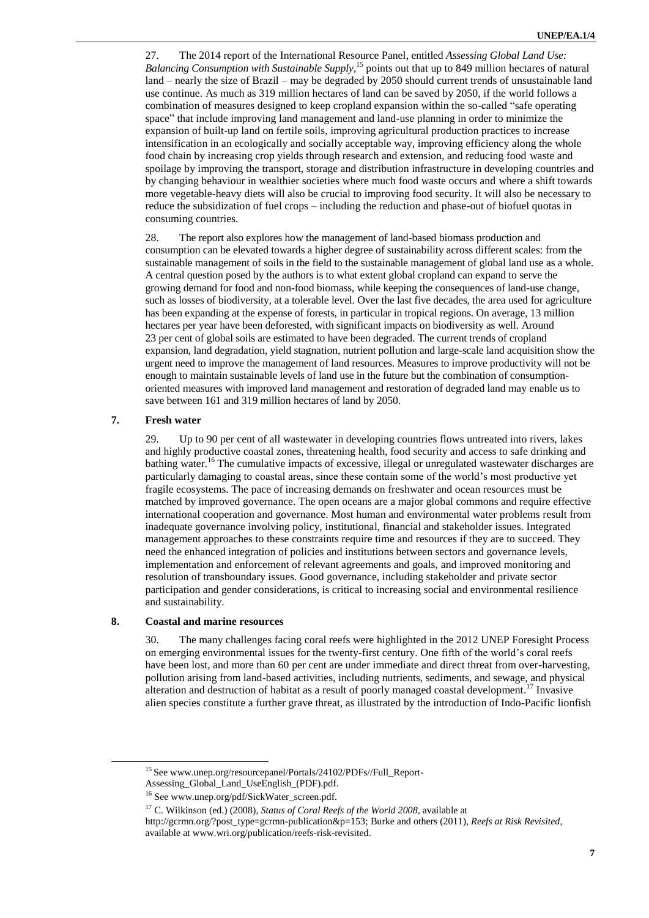27. The 2014 report of the International Resource Panel, entitled *Assessing Global Land Use: Balancing Consumption with Sustainable Supply*,[15] points out that up to 849 million hectares of natural land – nearly the size of Brazil – may be degraded by 2050 should current trends of unsustainable land use continue. As much as 319 million hectares of land can be saved by 2050, if the world follows a combination of measures designed to keep cropland expansion within the so-called "safe operating space" that include improving land management and land-use planning in order to minimize the expansion of built-up land on fertile soils, improving agricultural production practices to increase intensification in an ecologically and socially acceptable way, improving efficiency along the whole food chain by increasing crop yields through research and extension, and reducing food waste and spoilage by improving the transport, storage and distribution infrastructure in developing countries and by changing behaviour in wealthier societies where much food waste occurs and where a shift towards more vegetable-heavy diets will also be crucial to improving food security. It will also be necessary to reduce the subsidization of fuel crops – including the reduction and phase-out of biofuel quotas in consuming countries.

28. The report also explores how the management of land-based biomass production and consumption can be elevated towards a higher degree of sustainability across different scales: from the sustainable management of soils in the field to the sustainable management of global land use as a whole. A central question posed by the authors is to what extent global cropland can expand to serve the growing demand for food and non-food biomass, while keeping the consequences of land-use change, such as losses of biodiversity, at a tolerable level. Over the last five decades, the area used for agriculture has been expanding at the expense of forests, in particular in tropical regions. On average, 13 million hectares per year have been deforested, with significant impacts on biodiversity as well. Around 23 per cent of global soils are estimated to have been degraded. The current trends of cropland expansion, land degradation, yield stagnation, nutrient pollution and large-scale land acquisition show the urgent need to improve the management of land resources. Measures to improve productivity will not be enough to maintain sustainable levels of land use in the future but the combination of consumption-oriented measures with improved land management and restoration of degraded land may enable us to save between 161 and 319 million hectares of land by 2050.

## 7. Fresh water

29. Up to 90 per cent of all wastewater in developing countries flows untreated into rivers, lakes and highly productive coastal zones, threatening health, food security and access to safe drinking and bathing water.[16] The cumulative impacts of excessive, illegal or unregulated wastewater discharges are particularly damaging to coastal areas, since these contain some of the world's most productive yet fragile ecosystems. The pace of increasing demands on freshwater and ocean resources must be matched by improved governance. The open oceans are a major global commons and require effective international cooperation and governance. Most human and environmental water problems result from inadequate governance involving policy, institutional, financial and stakeholder issues. Integrated management approaches to these constraints require time and resources if they are to succeed. They need the enhanced integration of policies and institutions between sectors and governance levels, implementation and enforcement of relevant agreements and goals, and improved monitoring and resolution of transboundary issues. Good governance, including stakeholder and private sector participation and gender considerations, is critical to increasing social and environmental resilience and sustainability.

## 8. Coastal and marine resources

30. The many challenges facing coral reefs were highlighted in the 2012 UNEP Foresight Process on emerging environmental issues for the twenty-first century. One fifth of the world's coral reefs have been lost, and more than 60 per cent are under immediate and direct threat from over-harvesting, pollution arising from land-based activities, including nutrients, sediments, and sewage, and physical alteration and destruction of habitat as a result of poorly managed coastal development.[17] Invasive alien species constitute a further grave threat, as illustrated by the introduction of Indo-Pacific lionfish

---

[15] See www.unep.org/resourcepanel/Portals/24102/PDFs//Full_Report-Assessing_Global_Land_UseEnglish_(PDF).pdf.

[16] See www.unep.org/pdf/SickWater_screen.pdf.

[17] C. Wilkinson (ed.) (2008), *Status of Coral Reefs of the World 2008*, available at http://gcrmn.org/?post_type=gcrmn-publication&p=153; Burke and others (2011), *Reefs at Risk Revisited*, available at www.wri.org/publication/reefs-risk-revisited.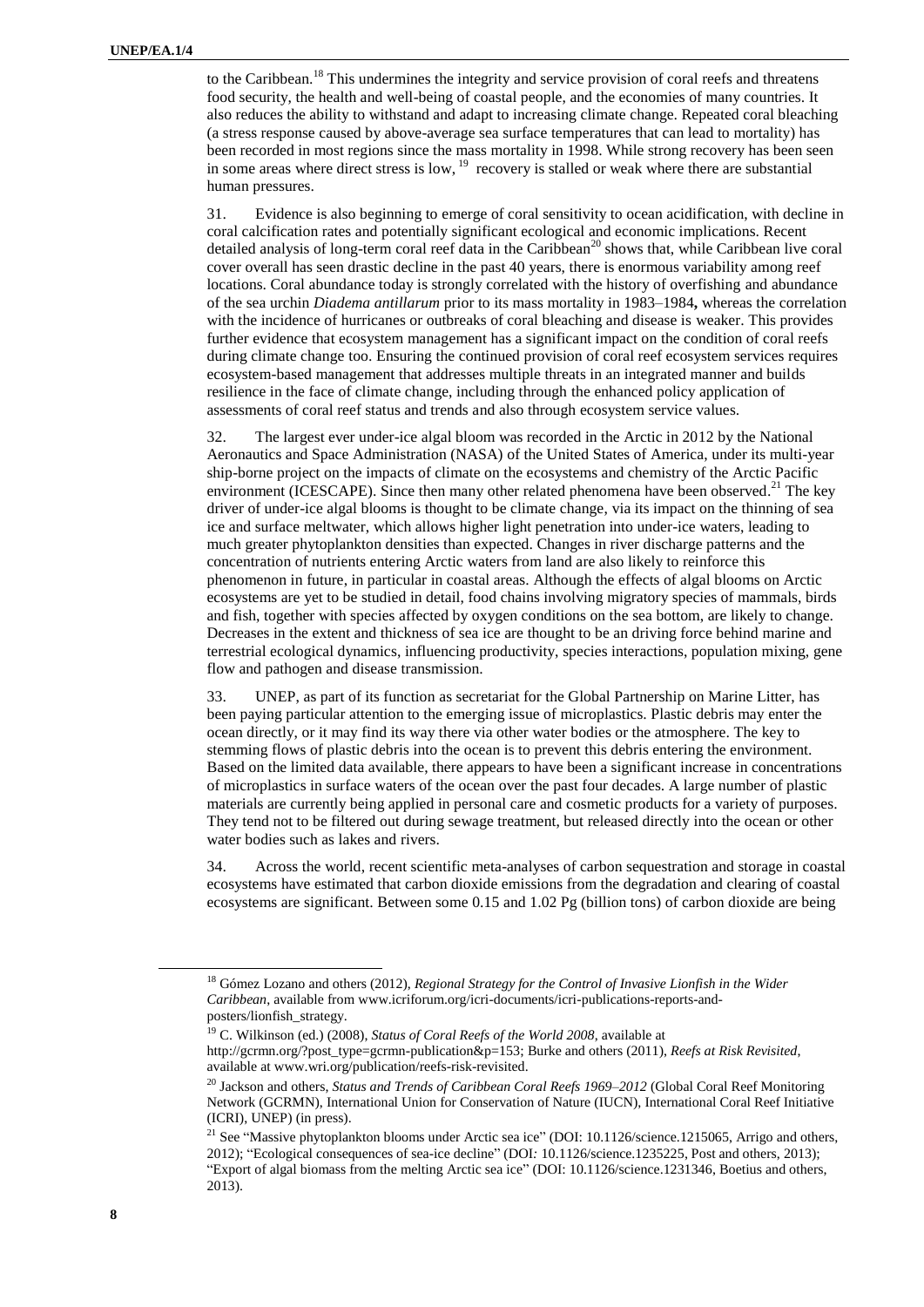to the Caribbean.[18] This undermines the integrity and service provision of coral reefs and threatens food security, the health and well-being of coastal people, and the economies of many countries. It also reduces the ability to withstand and adapt to increasing climate change. Repeated coral bleaching (a stress response caused by above-average sea surface temperatures that can lead to mortality) has been recorded in most regions since the mass mortality in 1998. While strong recovery has been seen in some areas where direct stress is low,[19] recovery is stalled or weak where there are substantial human pressures.

31. Evidence is also beginning to emerge of coral sensitivity to ocean acidification, with decline in coral calcification rates and potentially significant ecological and economic implications. Recent detailed analysis of long-term coral reef data in the Caribbean[20] shows that, while Caribbean live coral cover overall has seen drastic decline in the past 40 years, there is enormous variability among reef locations. Coral abundance today is strongly correlated with the history of overfishing and abundance of the sea urchin *Diadema antillarum* prior to its mass mortality in 1983–1984**,** whereas the correlation with the incidence of hurricanes or outbreaks of coral bleaching and disease is weaker. This provides further evidence that ecosystem management has a significant impact on the condition of coral reefs during climate change too. Ensuring the continued provision of coral reef ecosystem services requires ecosystem-based management that addresses multiple threats in an integrated manner and builds resilience in the face of climate change, including through the enhanced policy application of assessments of coral reef status and trends and also through ecosystem service values.

32. The largest ever under-ice algal bloom was recorded in the Arctic in 2012 by the National Aeronautics and Space Administration (NASA) of the United States of America, under its multi-year ship-borne project on the impacts of climate on the ecosystems and chemistry of the Arctic Pacific environment (ICESCAPE). Since then many other related phenomena have been observed.[21] The key driver of under-ice algal blooms is thought to be climate change, via its impact on the thinning of sea ice and surface meltwater, which allows higher light penetration into under-ice waters, leading to much greater phytoplankton densities than expected. Changes in river discharge patterns and the concentration of nutrients entering Arctic waters from land are also likely to reinforce this phenomenon in future, in particular in coastal areas. Although the effects of algal blooms on Arctic ecosystems are yet to be studied in detail, food chains involving migratory species of mammals, birds and fish, together with species affected by oxygen conditions on the sea bottom, are likely to change. Decreases in the extent and thickness of sea ice are thought to be an driving force behind marine and terrestrial ecological dynamics, influencing productivity, species interactions, population mixing, gene flow and pathogen and disease transmission.

33. UNEP, as part of its function as secretariat for the Global Partnership on Marine Litter, has been paying particular attention to the emerging issue of microplastics. Plastic debris may enter the ocean directly, or it may find its way there via other water bodies or the atmosphere. The key to stemming flows of plastic debris into the ocean is to prevent this debris entering the environment. Based on the limited data available, there appears to have been a significant increase in concentrations of microplastics in surface waters of the ocean over the past four decades. A large number of plastic materials are currently being applied in personal care and cosmetic products for a variety of purposes. They tend not to be filtered out during sewage treatment, but released directly into the ocean or other water bodies such as lakes and rivers.

34. Across the world, recent scientific meta-analyses of carbon sequestration and storage in coastal ecosystems have estimated that carbon dioxide emissions from the degradation and clearing of coastal ecosystems are significant. Between some 0.15 and 1.02 Pg (billion tons) of carbon dioxide are being

---

[18] Gómez Lozano and others (2012), *Regional Strategy for the Control of Invasive Lionfish in the Wider Caribbean*, available from www.icriforum.org/icri-documents/icri-publications-reports-and-posters/lionfish_strategy.

[19] C. Wilkinson (ed.) (2008), *Status of Coral Reefs of the World 2008*, available at http://gcrmn.org/?post_type=gcrmn-publication&p=153; Burke and others (2011), *Reefs at Risk Revisited*, available at www.wri.org/publication/reefs-risk-revisited.

[20] Jackson and others, *Status and Trends of Caribbean Coral Reefs 1969–2012* (Global Coral Reef Monitoring Network (GCRMN), International Union for Conservation of Nature (IUCN), International Coral Reef Initiative (ICRI), UNEP) (in press).

[21] See "Massive phytoplankton blooms under Arctic sea ice" (DOI: 10.1126/science.1215065, Arrigo and others, 2012); "Ecological consequences of sea-ice decline" (DOI*:* 10.1126/science.1235225, Post and others, 2013); "Export of algal biomass from the melting Arctic sea ice" (DOI: 10.1126/science.1231346, Boetius and others, 2013).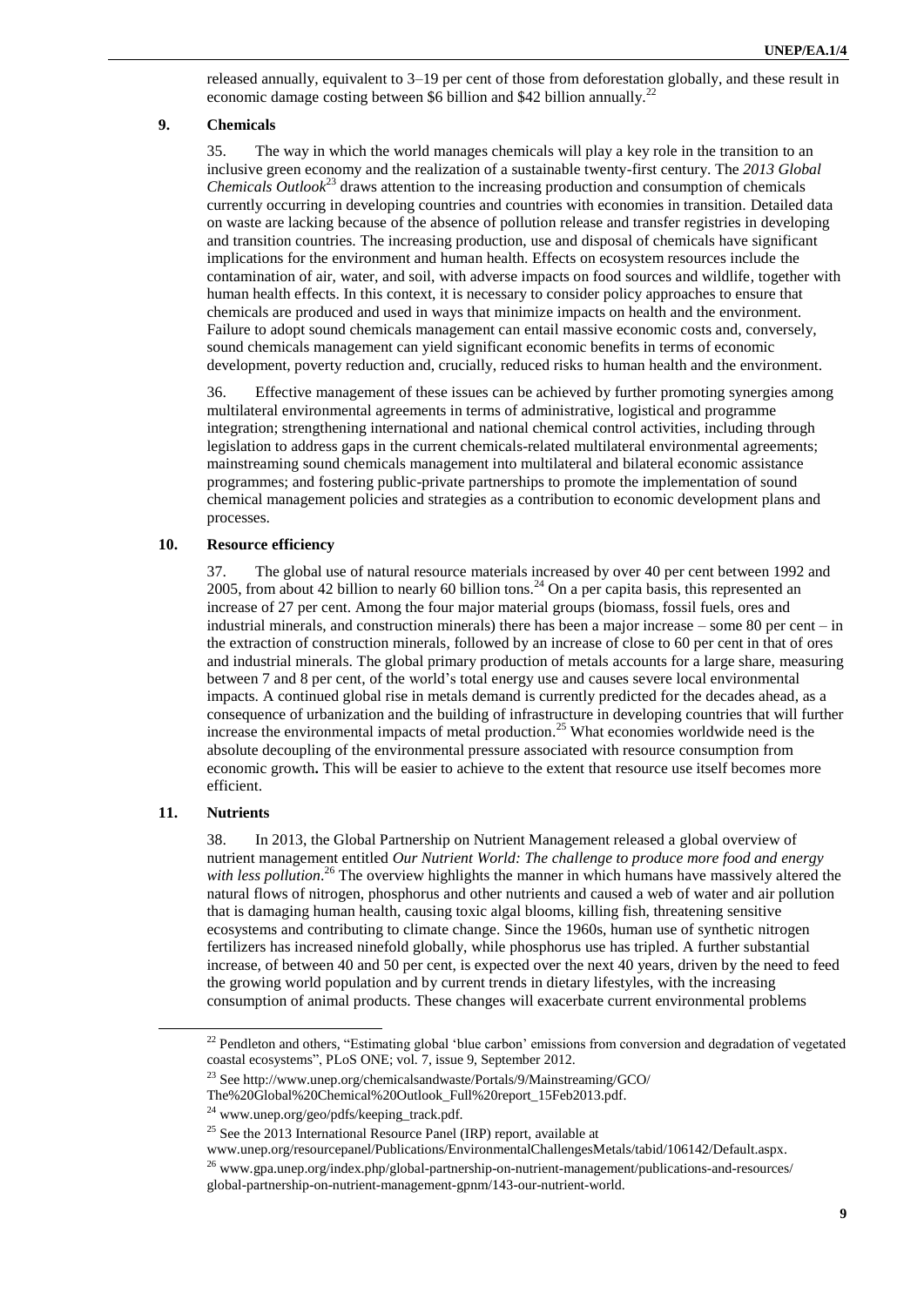released annually, equivalent to 3–19 per cent of those from deforestation globally, and these result in economic damage costing between \$6 billion and \$42 billion annually.[22]

### 9. Chemicals

35. The way in which the world manages chemicals will play a key role in the transition to an inclusive green economy and the realization of a sustainable twenty-first century. The *2013 Global Chemicals Outlook*[23] draws attention to the increasing production and consumption of chemicals currently occurring in developing countries and countries with economies in transition. Detailed data on waste are lacking because of the absence of pollution release and transfer registries in developing and transition countries. The increasing production, use and disposal of chemicals have significant implications for the environment and human health. Effects on ecosystem resources include the contamination of air, water, and soil, with adverse impacts on food sources and wildlife, together with human health effects. In this context, it is necessary to consider policy approaches to ensure that chemicals are produced and used in ways that minimize impacts on health and the environment. Failure to adopt sound chemicals management can entail massive economic costs and, conversely, sound chemicals management can yield significant economic benefits in terms of economic development, poverty reduction and, crucially, reduced risks to human health and the environment.

36. Effective management of these issues can be achieved by further promoting synergies among multilateral environmental agreements in terms of administrative, logistical and programme integration; strengthening international and national chemical control activities, including through legislation to address gaps in the current chemicals-related multilateral environmental agreements; mainstreaming sound chemicals management into multilateral and bilateral economic assistance programmes; and fostering public-private partnerships to promote the implementation of sound chemical management policies and strategies as a contribution to economic development plans and processes.

### 10. Resource efficiency

37. The global use of natural resource materials increased by over 40 per cent between 1992 and 2005, from about 42 billion to nearly 60 billion tons.[24] On a per capita basis, this represented an increase of 27 per cent. Among the four major material groups (biomass, fossil fuels, ores and industrial minerals, and construction minerals) there has been a major increase – some 80 per cent – in the extraction of construction minerals, followed by an increase of close to 60 per cent in that of ores and industrial minerals. The global primary production of metals accounts for a large share, measuring between 7 and 8 per cent, of the world's total energy use and causes severe local environmental impacts. A continued global rise in metals demand is currently predicted for the decades ahead, as a consequence of urbanization and the building of infrastructure in developing countries that will further increase the environmental impacts of metal production.[25] What economies worldwide need is the absolute decoupling of the environmental pressure associated with resource consumption from economic growth**.** This will be easier to achieve to the extent that resource use itself becomes more efficient.

### 11. Nutrients

38. In 2013, the Global Partnership on Nutrient Management released a global overview of nutrient management entitled *Our Nutrient World: The challenge to produce more food and energy with less pollution*.[26] The overview highlights the manner in which humans have massively altered the natural flows of nitrogen, phosphorus and other nutrients and caused a web of water and air pollution that is damaging human health, causing toxic algal blooms, killing fish, threatening sensitive ecosystems and contributing to climate change. Since the 1960s, human use of synthetic nitrogen fertilizers has increased ninefold globally, while phosphorus use has tripled. A further substantial increase, of between 40 and 50 per cent, is expected over the next 40 years, driven by the need to feed the growing world population and by current trends in dietary lifestyles, with the increasing consumption of animal products. These changes will exacerbate current environmental problems

---

[22] Pendleton and others, "Estimating global 'blue carbon' emissions from conversion and degradation of vegetated coastal ecosystems", PLoS ONE; vol. 7, issue 9, September 2012.

[23] See http://www.unep.org/chemicalsandwaste/Portals/9/Mainstreaming/GCO/The%20Global%20Chemical%20Outlook_Full%20report_15Feb2013.pdf.

[24] www.unep.org/geo/pdfs/keeping_track.pdf.

[25] See the 2013 International Resource Panel (IRP) report, available at www.unep.org/resourcepanel/Publications/EnvironmentalChallengesMetals/tabid/106142/Default.aspx.

[26] www.gpa.unep.org/index.php/global-partnership-on-nutrient-management/publications-and-resources/global-partnership-on-nutrient-management-gpnm/143-our-nutrient-world.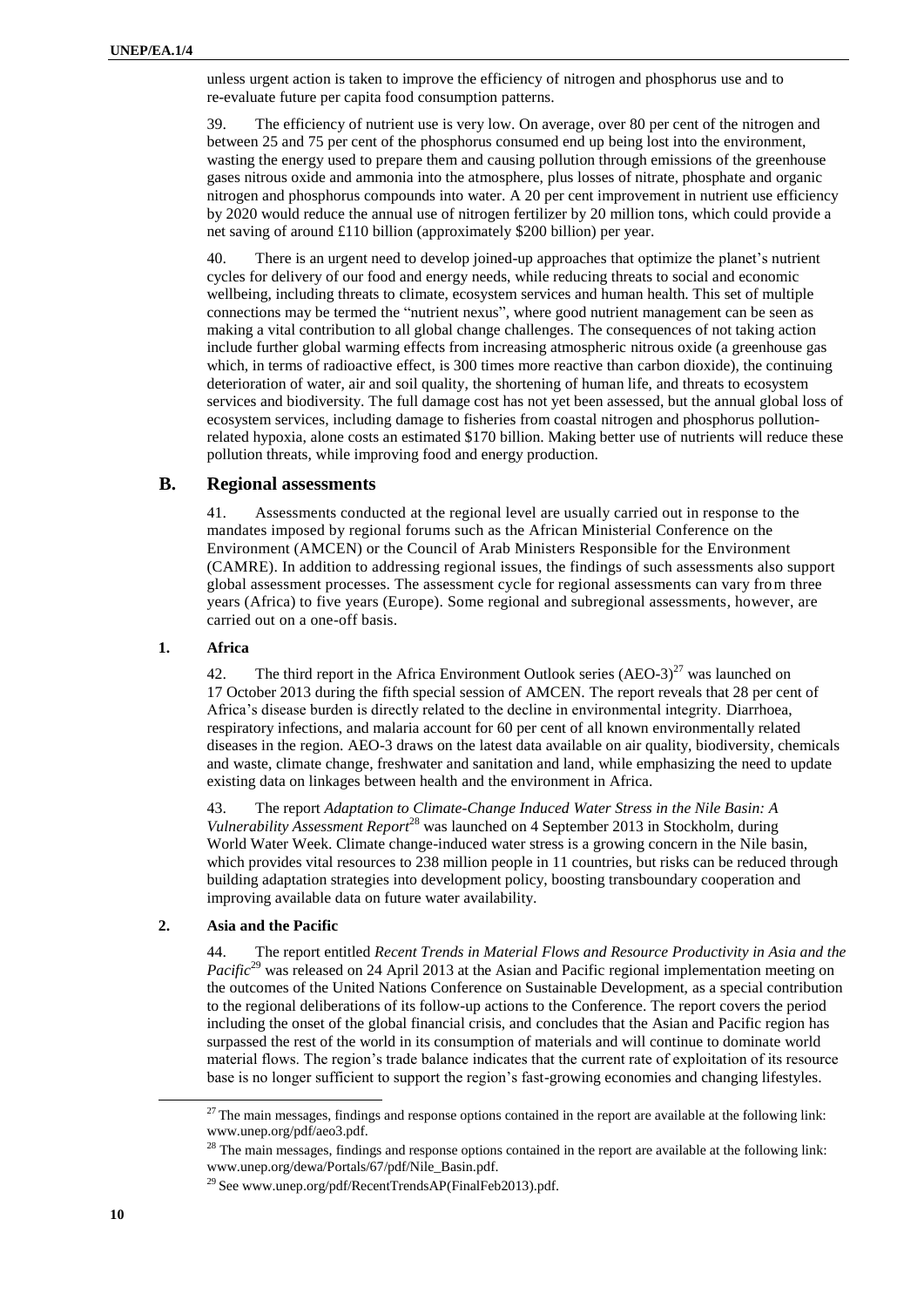unless urgent action is taken to improve the efficiency of nitrogen and phosphorus use and to re-evaluate future per capita food consumption patterns.

39. The efficiency of nutrient use is very low. On average, over 80 per cent of the nitrogen and between 25 and 75 per cent of the phosphorus consumed end up being lost into the environment, wasting the energy used to prepare them and causing pollution through emissions of the greenhouse gases nitrous oxide and ammonia into the atmosphere, plus losses of nitrate, phosphate and organic nitrogen and phosphorus compounds into water. A 20 per cent improvement in nutrient use efficiency by 2020 would reduce the annual use of nitrogen fertilizer by 20 million tons, which could provide a net saving of around £110 billion (approximately $200 billion) per year.

40. There is an urgent need to develop joined-up approaches that optimize the planet's nutrient cycles for delivery of our food and energy needs, while reducing threats to social and economic wellbeing, including threats to climate, ecosystem services and human health. This set of multiple connections may be termed the "nutrient nexus", where good nutrient management can be seen as making a vital contribution to all global change challenges. The consequences of not taking action include further global warming effects from increasing atmospheric nitrous oxide (a greenhouse gas which, in terms of radioactive effect, is 300 times more reactive than carbon dioxide), the continuing deterioration of water, air and soil quality, the shortening of human life, and threats to ecosystem services and biodiversity. The full damage cost has not yet been assessed, but the annual global loss of ecosystem services, including damage to fisheries from coastal nitrogen and phosphorus pollution-related hypoxia, alone costs an estimated $170 billion. Making better use of nutrients will reduce these pollution threats, while improving food and energy production.

## B. Regional assessments

41. Assessments conducted at the regional level are usually carried out in response to the mandates imposed by regional forums such as the African Ministerial Conference on the Environment (AMCEN) or the Council of Arab Ministers Responsible for the Environment (CAMRE). In addition to addressing regional issues, the findings of such assessments also support global assessment processes. The assessment cycle for regional assessments can vary from three years (Africa) to five years (Europe). Some regional and subregional assessments, however, are carried out on a one-off basis.

### 1. Africa

42. The third report in the Africa Environment Outlook series (AEO-3)[27] was launched on 17 October 2013 during the fifth special session of AMCEN. The report reveals that 28 per cent of Africa's disease burden is directly related to the decline in environmental integrity. Diarrhoea, respiratory infections, and malaria account for 60 per cent of all known environmentally related diseases in the region. AEO-3 draws on the latest data available on air quality, biodiversity, chemicals and waste, climate change, freshwater and sanitation and land, while emphasizing the need to update existing data on linkages between health and the environment in Africa.

43. The report *Adaptation to Climate-Change Induced Water Stress in the Nile Basin: A Vulnerability Assessment Report*[28] was launched on 4 September 2013 in Stockholm, during World Water Week. Climate change-induced water stress is a growing concern in the Nile basin, which provides vital resources to 238 million people in 11 countries, but risks can be reduced through building adaptation strategies into development policy, boosting transboundary cooperation and improving available data on future water availability.

### 2. Asia and the Pacific

44. The report entitled *Recent Trends in Material Flows and Resource Productivity in Asia and the Pacific*[29] was released on 24 April 2013 at the Asian and Pacific regional implementation meeting on the outcomes of the United Nations Conference on Sustainable Development, as a special contribution to the regional deliberations of its follow-up actions to the Conference. The report covers the period including the onset of the global financial crisis, and concludes that the Asian and Pacific region has surpassed the rest of the world in its consumption of materials and will continue to dominate world material flows. The region's trade balance indicates that the current rate of exploitation of its resource base is no longer sufficient to support the region's fast-growing economies and changing lifestyles.

---

[27] The main messages, findings and response options contained in the report are available at the following link: www.unep.org/pdf/aeo3.pdf.

[28] The main messages, findings and response options contained in the report are available at the following link: www.unep.org/dewa/Portals/67/pdf/Nile_Basin.pdf.

[29] See www.unep.org/pdf/RecentTrendsAP(FinalFeb2013).pdf.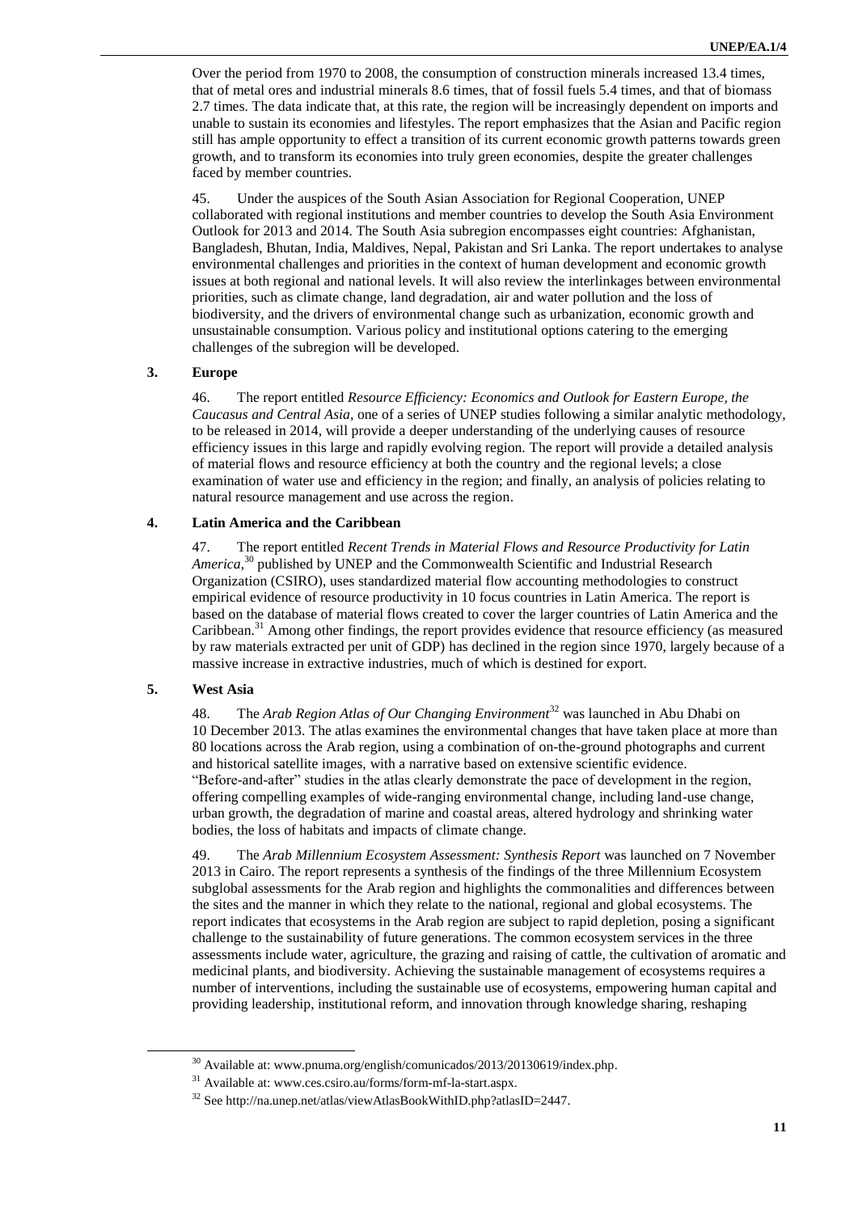Over the period from 1970 to 2008, the consumption of construction minerals increased 13.4 times, that of metal ores and industrial minerals 8.6 times, that of fossil fuels 5.4 times, and that of biomass 2.7 times. The data indicate that, at this rate, the region will be increasingly dependent on imports and unable to sustain its economies and lifestyles. The report emphasizes that the Asian and Pacific region still has ample opportunity to effect a transition of its current economic growth patterns towards green growth, and to transform its economies into truly green economies, despite the greater challenges faced by member countries.

45. Under the auspices of the South Asian Association for Regional Cooperation, UNEP collaborated with regional institutions and member countries to develop the South Asia Environment Outlook for 2013 and 2014. The South Asia subregion encompasses eight countries: Afghanistan, Bangladesh, Bhutan, India, Maldives, Nepal, Pakistan and Sri Lanka. The report undertakes to analyse environmental challenges and priorities in the context of human development and economic growth issues at both regional and national levels. It will also review the interlinkages between environmental priorities, such as climate change, land degradation, air and water pollution and the loss of biodiversity, and the drivers of environmental change such as urbanization, economic growth and unsustainable consumption. Various policy and institutional options catering to the emerging challenges of the subregion will be developed.

### 3. Europe

46. The report entitled *Resource Efficiency: Economics and Outlook for Eastern Europe, the Caucasus and Central Asia*, one of a series of UNEP studies following a similar analytic methodology, to be released in 2014, will provide a deeper understanding of the underlying causes of resource efficiency issues in this large and rapidly evolving region. The report will provide a detailed analysis of material flows and resource efficiency at both the country and the regional levels; a close examination of water use and efficiency in the region; and finally, an analysis of policies relating to natural resource management and use across the region.

### 4. Latin America and the Caribbean

47. The report entitled *Recent Trends in Material Flows and Resource Productivity for Latin America*,[30] published by UNEP and the Commonwealth Scientific and Industrial Research Organization (CSIRO), uses standardized material flow accounting methodologies to construct empirical evidence of resource productivity in 10 focus countries in Latin America. The report is based on the database of material flows created to cover the larger countries of Latin America and the Caribbean.[31] Among other findings, the report provides evidence that resource efficiency (as measured by raw materials extracted per unit of GDP) has declined in the region since 1970, largely because of a massive increase in extractive industries, much of which is destined for export.

### 5. West Asia

48. The *Arab Region Atlas of Our Changing Environment*[32] was launched in Abu Dhabi on 10 December 2013. The atlas examines the environmental changes that have taken place at more than 80 locations across the Arab region, using a combination of on-the-ground photographs and current and historical satellite images, with a narrative based on extensive scientific evidence. "Before-and-after" studies in the atlas clearly demonstrate the pace of development in the region, offering compelling examples of wide-ranging environmental change, including land-use change, urban growth, the degradation of marine and coastal areas, altered hydrology and shrinking water bodies, the loss of habitats and impacts of climate change.

49. The *Arab Millennium Ecosystem Assessment: Synthesis Report* was launched on 7 November 2013 in Cairo. The report represents a synthesis of the findings of the three Millennium Ecosystem subglobal assessments for the Arab region and highlights the commonalities and differences between the sites and the manner in which they relate to the national, regional and global ecosystems. The report indicates that ecosystems in the Arab region are subject to rapid depletion, posing a significant challenge to the sustainability of future generations. The common ecosystem services in the three assessments include water, agriculture, the grazing and raising of cattle, the cultivation of aromatic and medicinal plants, and biodiversity. Achieving the sustainable management of ecosystems requires a number of interventions, including the sustainable use of ecosystems, empowering human capital and providing leadership, institutional reform, and innovation through knowledge sharing, reshaping

---

[30] Available at: www.pnuma.org/english/comunicados/2013/20130619/index.php.

[31] Available at: www.ces.csiro.au/forms/form-mf-la-start.aspx.

[32] See http://na.unep.net/atlas/viewAtlasBookWithID.php?atlasID=2447.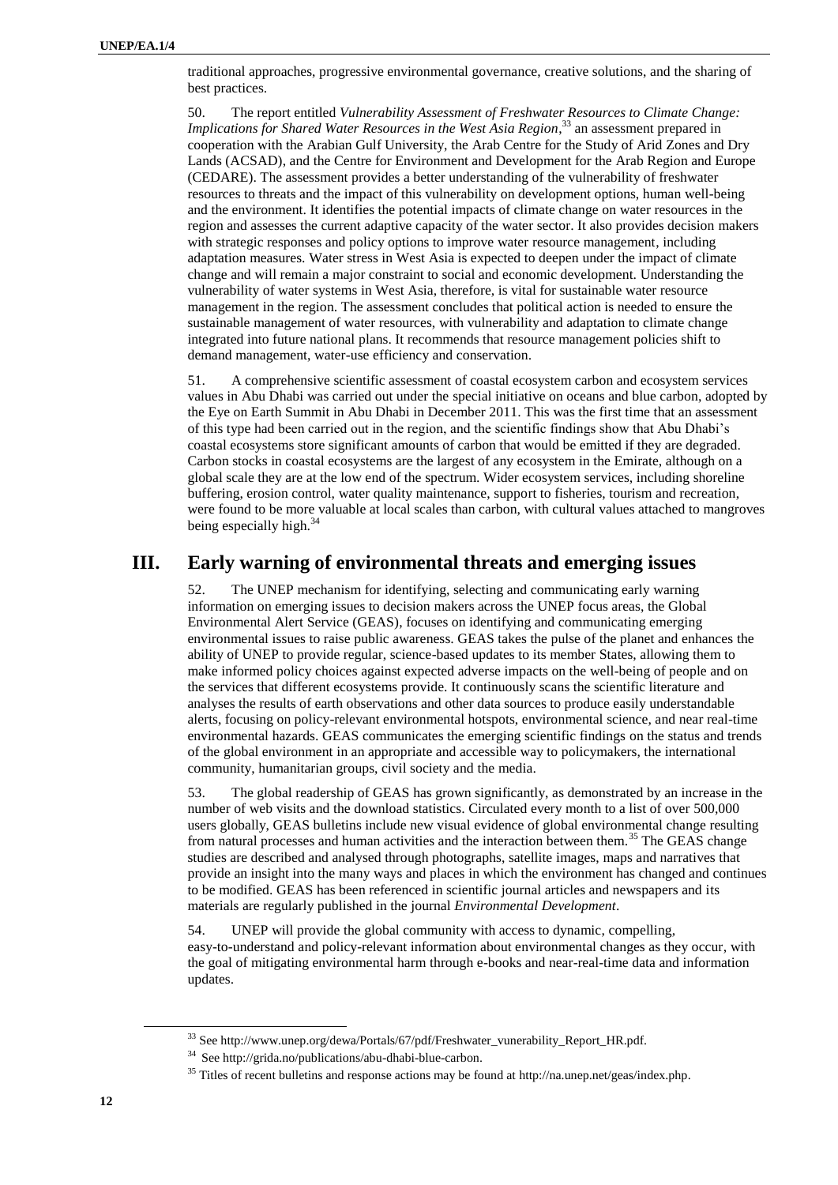traditional approaches, progressive environmental governance, creative solutions, and the sharing of best practices.

50. The report entitled *Vulnerability Assessment of Freshwater Resources to Climate Change: Implications for Shared Water Resources in the West Asia Region*,[33] an assessment prepared in cooperation with the Arabian Gulf University, the Arab Centre for the Study of Arid Zones and Dry Lands (ACSAD), and the Centre for Environment and Development for the Arab Region and Europe (CEDARE). The assessment provides a better understanding of the vulnerability of freshwater resources to threats and the impact of this vulnerability on development options, human well-being and the environment. It identifies the potential impacts of climate change on water resources in the region and assesses the current adaptive capacity of the water sector. It also provides decision makers with strategic responses and policy options to improve water resource management, including adaptation measures. Water stress in West Asia is expected to deepen under the impact of climate change and will remain a major constraint to social and economic development. Understanding the vulnerability of water systems in West Asia, therefore, is vital for sustainable water resource management in the region. The assessment concludes that political action is needed to ensure the sustainable management of water resources, with vulnerability and adaptation to climate change integrated into future national plans. It recommends that resource management policies shift to demand management, water-use efficiency and conservation.

51. A comprehensive scientific assessment of coastal ecosystem carbon and ecosystem services values in Abu Dhabi was carried out under the special initiative on oceans and blue carbon, adopted by the Eye on Earth Summit in Abu Dhabi in December 2011. This was the first time that an assessment of this type had been carried out in the region, and the scientific findings show that Abu Dhabi's coastal ecosystems store significant amounts of carbon that would be emitted if they are degraded. Carbon stocks in coastal ecosystems are the largest of any ecosystem in the Emirate, although on a global scale they are at the low end of the spectrum. Wider ecosystem services, including shoreline buffering, erosion control, water quality maintenance, support to fisheries, tourism and recreation, were found to be more valuable at local scales than carbon, with cultural values attached to mangroves being especially high.[34]

## III. Early warning of environmental threats and emerging issues

52. The UNEP mechanism for identifying, selecting and communicating early warning information on emerging issues to decision makers across the UNEP focus areas, the Global Environmental Alert Service (GEAS), focuses on identifying and communicating emerging environmental issues to raise public awareness. GEAS takes the pulse of the planet and enhances the ability of UNEP to provide regular, science-based updates to its member States, allowing them to make informed policy choices against expected adverse impacts on the well-being of people and on the services that different ecosystems provide. It continuously scans the scientific literature and analyses the results of earth observations and other data sources to produce easily understandable alerts, focusing on policy-relevant environmental hotspots, environmental science, and near real-time environmental hazards. GEAS communicates the emerging scientific findings on the status and trends of the global environment in an appropriate and accessible way to policymakers, the international community, humanitarian groups, civil society and the media.

53. The global readership of GEAS has grown significantly, as demonstrated by an increase in the number of web visits and the download statistics. Circulated every month to a list of over 500,000 users globally, GEAS bulletins include new visual evidence of global environmental change resulting from natural processes and human activities and the interaction between them.[35] The GEAS change studies are described and analysed through photographs, satellite images, maps and narratives that provide an insight into the many ways and places in which the environment has changed and continues to be modified. GEAS has been referenced in scientific journal articles and newspapers and its materials are regularly published in the journal *Environmental Development*.

54. UNEP will provide the global community with access to dynamic, compelling, easy-to-understand and policy-relevant information about environmental changes as they occur, with the goal of mitigating environmental harm through e-books and near-real-time data and information updates.

---

[33] See http://www.unep.org/dewa/Portals/67/pdf/Freshwater_vunerability_Report_HR.pdf.

[34] See http://grida.no/publications/abu-dhabi-blue-carbon.

[35] Titles of recent bulletins and response actions may be found at http://na.unep.net/geas/index.php.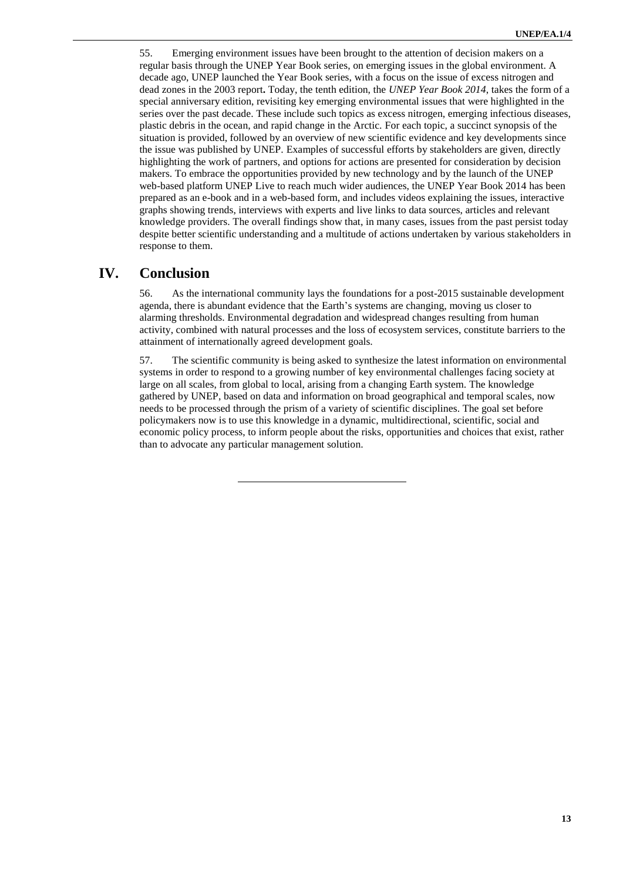55. Emerging environment issues have been brought to the attention of decision makers on a regular basis through the UNEP Year Book series, on emerging issues in the global environment. A decade ago, UNEP launched the Year Book series, with a focus on the issue of excess nitrogen and dead zones in the 2003 report**.** Today, the tenth edition, the *UNEP Year Book 2014*, takes the form of a special anniversary edition, revisiting key emerging environmental issues that were highlighted in the series over the past decade. These include such topics as excess nitrogen, emerging infectious diseases, plastic debris in the ocean, and rapid change in the Arctic. For each topic, a succinct synopsis of the situation is provided, followed by an overview of new scientific evidence and key developments since the issue was published by UNEP. Examples of successful efforts by stakeholders are given, directly highlighting the work of partners, and options for actions are presented for consideration by decision makers. To embrace the opportunities provided by new technology and by the launch of the UNEP web-based platform UNEP Live to reach much wider audiences, the UNEP Year Book 2014 has been prepared as an e-book and in a web-based form, and includes videos explaining the issues, interactive graphs showing trends, interviews with experts and live links to data sources, articles and relevant knowledge providers. The overall findings show that, in many cases, issues from the past persist today despite better scientific understanding and a multitude of actions undertaken by various stakeholders in response to them.

# IV. Conclusion

56. As the international community lays the foundations for a post-2015 sustainable development agenda, there is abundant evidence that the Earth's systems are changing, moving us closer to alarming thresholds. Environmental degradation and widespread changes resulting from human activity, combined with natural processes and the loss of ecosystem services, constitute barriers to the attainment of internationally agreed development goals.

57. The scientific community is being asked to synthesize the latest information on environmental systems in order to respond to a growing number of key environmental challenges facing society at large on all scales, from global to local, arising from a changing Earth system. The knowledge gathered by UNEP, based on data and information on broad geographical and temporal scales, now needs to be processed through the prism of a variety of scientific disciplines. The goal set before policymakers now is to use this knowledge in a dynamic, multidirectional, scientific, social and economic policy process, to inform people about the risks, opportunities and choices that exist, rather than to advocate any particular management solution.